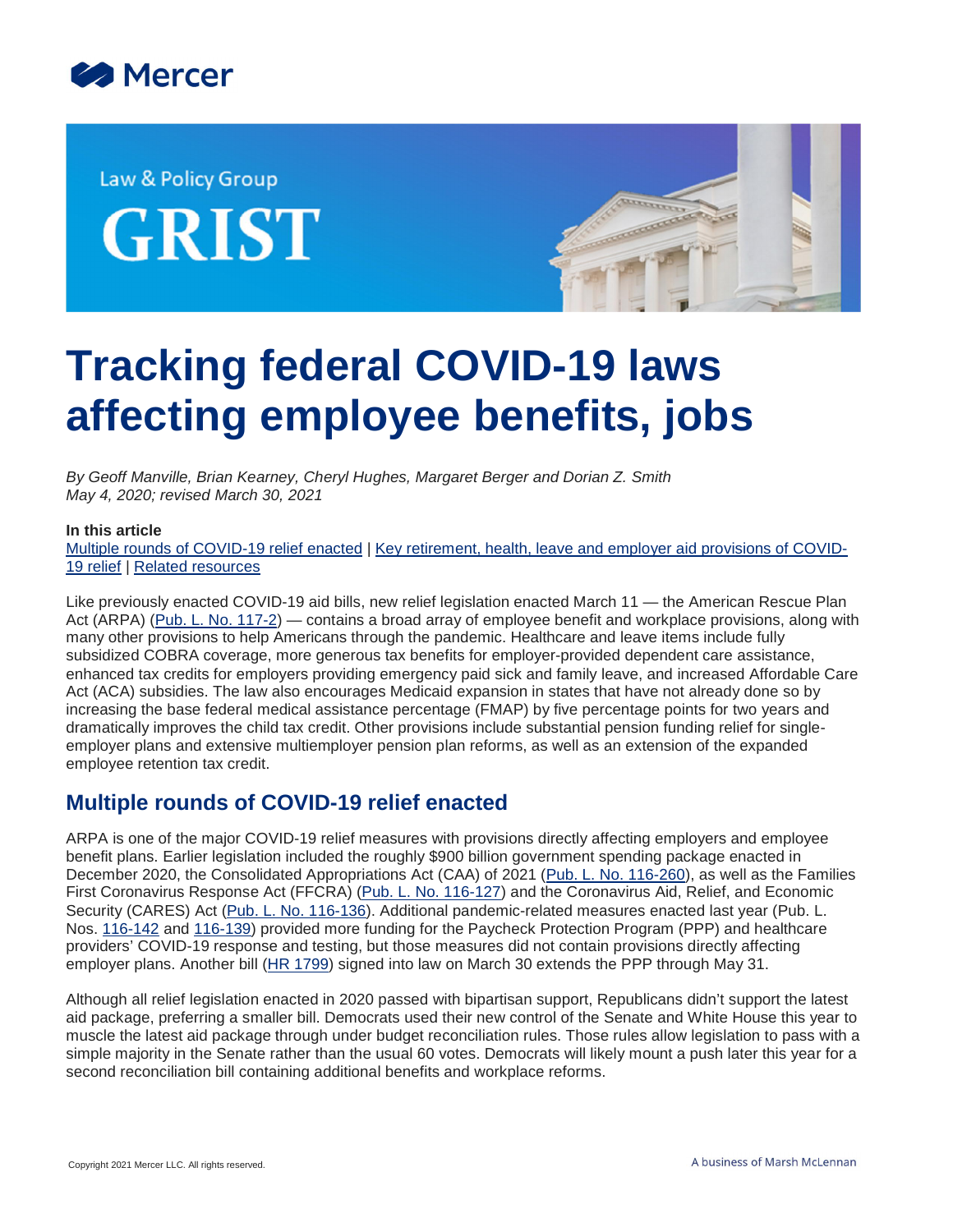Law & Policy Group

GRIST

# Tracking federal COVID-19 laws affecting employee benefits, jobs

*By Geoff Manville, Brian Kearney, Cheryl Hughes, Margaret Berger and Dorian Z. Smith*
*May 4, 2020; revised March 30, 2021*

**In this article**

Multiple rounds of COVID-19 relief enacted | Key retirement, health, leave and employer aid provisions of COVID-19 relief | Related resources

Like previously enacted COVID-19 aid bills, new relief legislation enacted March 11 — the American Rescue Plan Act (ARPA) (Pub. L. No. 117-2) — contains a broad array of employee benefit and workplace provisions, along with many other provisions to help Americans through the pandemic. Healthcare and leave items include fully subsidized COBRA coverage, more generous tax benefits for employer-provided dependent care assistance, enhanced tax credits for employers providing emergency paid sick and family leave, and increased Affordable Care Act (ACA) subsidies. The law also encourages Medicaid expansion in states that have not already done so by increasing the base federal medical assistance percentage (FMAP) by five percentage points for two years and dramatically improves the child tax credit. Other provisions include substantial pension funding relief for single-employer plans and extensive multiemployer pension plan reforms, as well as an extension of the expanded employee retention tax credit.

## Multiple rounds of COVID-19 relief enacted

ARPA is one of the major COVID-19 relief measures with provisions directly affecting employers and employee benefit plans. Earlier legislation included the roughly $900 billion government spending package enacted in December 2020, the Consolidated Appropriations Act (CAA) of 2021 (Pub. L. No. 116-260), as well as the Families First Coronavirus Response Act (FFCRA) (Pub. L. No. 116-127) and the Coronavirus Aid, Relief, and Economic Security (CARES) Act (Pub. L. No. 116-136). Additional pandemic-related measures enacted last year (Pub. L. Nos. 116-142 and 116-139) provided more funding for the Paycheck Protection Program (PPP) and healthcare providers' COVID-19 response and testing, but those measures did not contain provisions directly affecting employer plans. Another bill (HR 1799) signed into law on March 30 extends the PPP through May 31.

Although all relief legislation enacted in 2020 passed with bipartisan support, Republicans didn't support the latest aid package, preferring a smaller bill. Democrats used their new control of the Senate and White House this year to muscle the latest aid package through under budget reconciliation rules. Those rules allow legislation to pass with a simple majority in the Senate rather than the usual 60 votes. Democrats will likely mount a push later this year for a second reconciliation bill containing additional benefits and workplace reforms.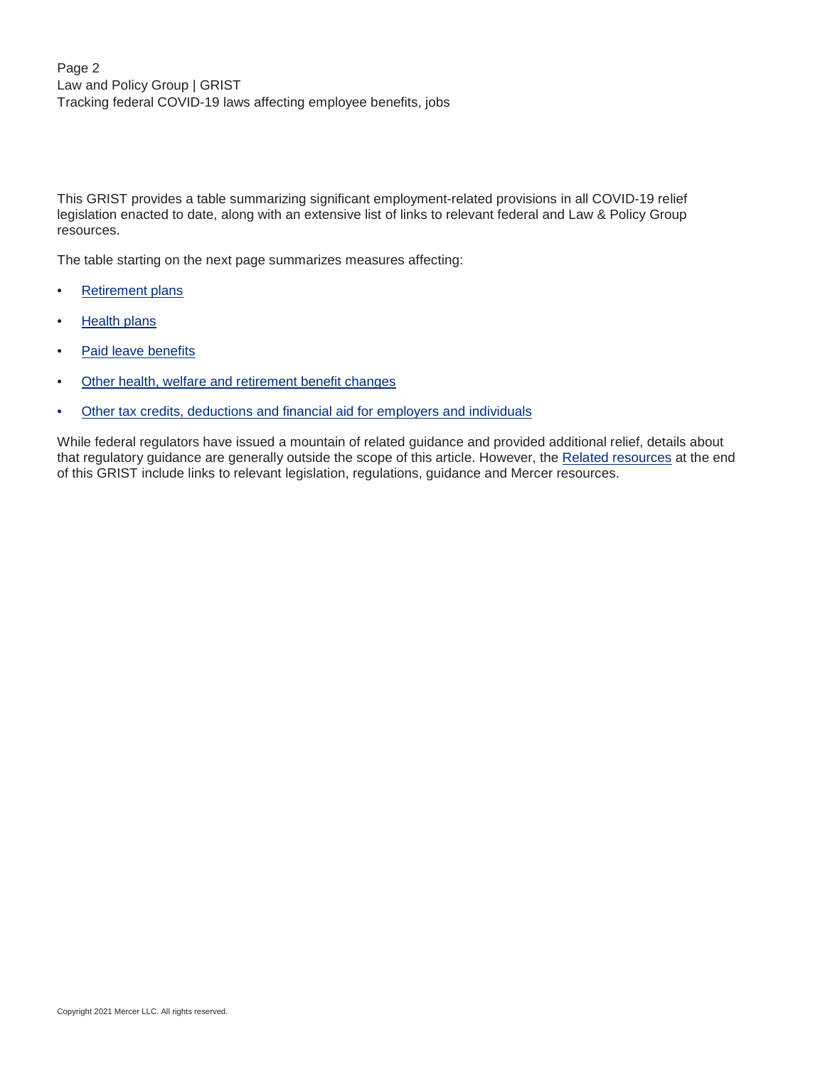This GRIST provides a table summarizing significant employment-related provisions in all COVID-19 relief legislation enacted to date, along with an extensive list of links to relevant federal and Law & Policy Group resources.

The table starting on the next page summarizes measures affecting:

- Retirement plans
- Health plans
- Paid leave benefits
- Other health, welfare and retirement benefit changes
- Other tax credits, deductions and financial aid for employers and individuals

While federal regulators have issued a mountain of related guidance and provided additional relief, details about that regulatory guidance are generally outside the scope of this article. However, the Related resources at the end of this GRIST include links to relevant legislation, regulations, guidance and Mercer resources.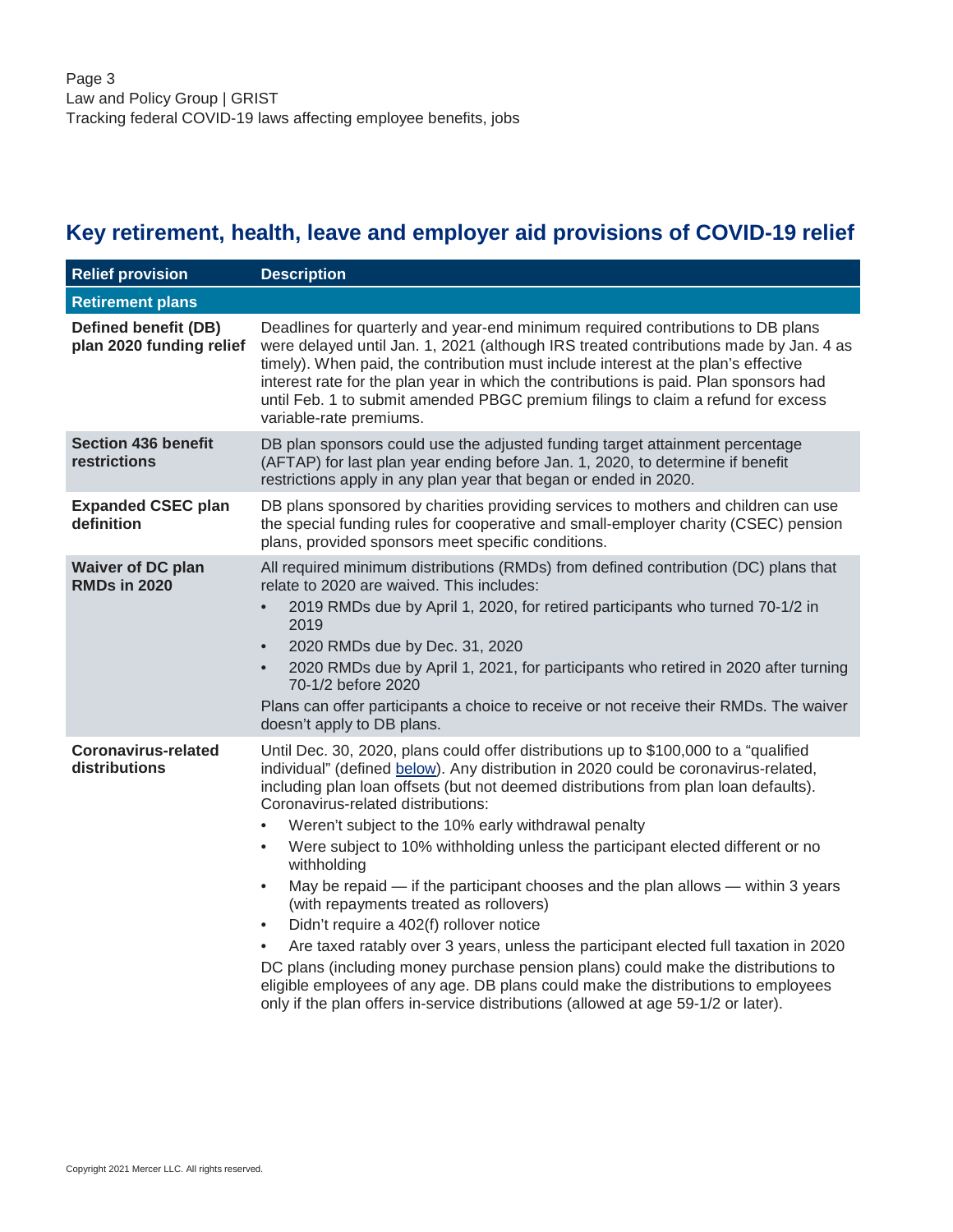## Key retirement, health, leave and employer aid provisions of COVID-19 relief

| Relief provision | Description |
| --- | --- |
| **Retirement plans** | |
| **Defined benefit (DB) plan 2020 funding relief** | Deadlines for quarterly and year-end minimum required contributions to DB plans were delayed until Jan. 1, 2021 (although IRS treated contributions made by Jan. 4 as timely). When paid, the contribution must include interest at the plan's effective interest rate for the plan year in which the contributions is paid. Plan sponsors had until Feb. 1 to submit amended PBGC premium filings to claim a refund for excess variable-rate premiums. |
| **Section 436 benefit restrictions** | DB plan sponsors could use the adjusted funding target attainment percentage (AFTAP) for last plan year ending before Jan. 1, 2020, to determine if benefit restrictions apply in any plan year that began or ended in 2020. |
| **Expanded CSEC plan definition** | DB plans sponsored by charities providing services to mothers and children can use the special funding rules for cooperative and small-employer charity (CSEC) pension plans, provided sponsors meet specific conditions. |
| **Waiver of DC plan RMDs in 2020** | All required minimum distributions (RMDs) from defined contribution (DC) plans that relate to 2020 are waived. This includes:<br>• 2019 RMDs due by April 1, 2020, for retired participants who turned 70-1/2 in 2019<br>• 2020 RMDs due by Dec. 31, 2020<br>• 2020 RMDs due by April 1, 2021, for participants who retired in 2020 after turning 70-1/2 before 2020<br>Plans can offer participants a choice to receive or not receive their RMDs. The waiver doesn't apply to DB plans. |
| **Coronavirus-related distributions** | Until Dec. 30, 2020, plans could offer distributions up to $100,000 to a "qualified individual" (defined below). Any distribution in 2020 could be coronavirus-related, including plan loan offsets (but not deemed distributions from plan loan defaults). Coronavirus-related distributions:<br>• Weren't subject to the 10% early withdrawal penalty<br>• Were subject to 10% withholding unless the participant elected different or no withholding<br>• May be repaid — if the participant chooses and the plan allows — within 3 years (with repayments treated as rollovers)<br>• Didn't require a 402(f) rollover notice<br>• Are taxed ratably over 3 years, unless the participant elected full taxation in 2020<br>DC plans (including money purchase pension plans) could make the distributions to eligible employees of any age. DB plans could make the distributions to employees only if the plan offers in-service distributions (allowed at age 59-1/2 or later). |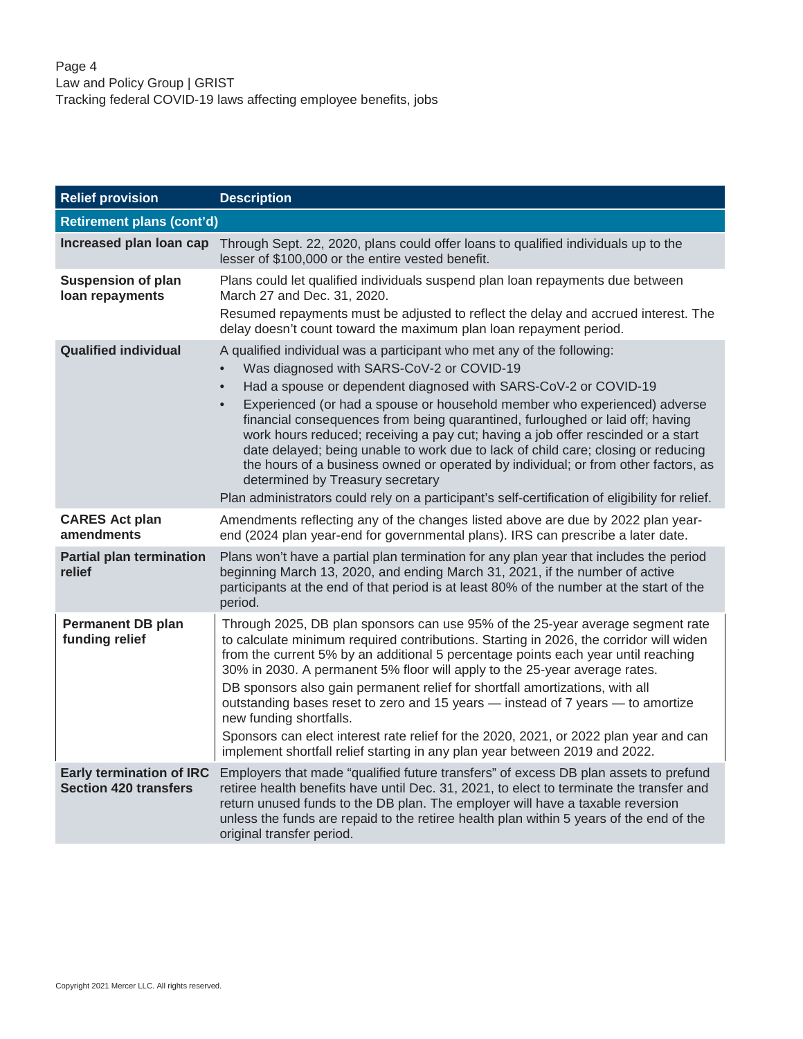| Relief provision | Description |
|---|---|
| **Retirement plans (cont'd)** | |
| **Increased plan loan cap** | Through Sept. 22, 2020, plans could offer loans to qualified individuals up to the lesser of $100,000 or the entire vested benefit. |
| **Suspension of plan loan repayments** | Plans could let qualified individuals suspend plan loan repayments due between March 27 and Dec. 31, 2020.<br>Resumed repayments must be adjusted to reflect the delay and accrued interest. The delay doesn't count toward the maximum plan loan repayment period. |
| **Qualified individual** | A qualified individual was a participant who met any of the following:<br>• Was diagnosed with SARS-CoV-2 or COVID-19<br>• Had a spouse or dependent diagnosed with SARS-CoV-2 or COVID-19<br>• Experienced (or had a spouse or household member who experienced) adverse financial consequences from being quarantined, furloughed or laid off; having work hours reduced; receiving a pay cut; having a job offer rescinded or a start date delayed; being unable to work due to lack of child care; closing or reducing the hours of a business owned or operated by individual; or from other factors, as determined by Treasury secretary<br>Plan administrators could rely on a participant's self-certification of eligibility for relief. |
| **CARES Act plan amendments** | Amendments reflecting any of the changes listed above are due by 2022 plan year-end (2024 plan year-end for governmental plans). IRS can prescribe a later date. |
| **Partial plan termination relief** | Plans won't have a partial plan termination for any plan year that includes the period beginning March 13, 2020, and ending March 31, 2021, if the number of active participants at the end of that period is at least 80% of the number at the start of the period. |
| **Permanent DB plan funding relief** | Through 2025, DB plan sponsors can use 95% of the 25-year average segment rate to calculate minimum required contributions. Starting in 2026, the corridor will widen from the current 5% by an additional 5 percentage points each year until reaching 30% in 2030. A permanent 5% floor will apply to the 25-year average rates.<br>DB sponsors also gain permanent relief for shortfall amortizations, with all outstanding bases reset to zero and 15 years — instead of 7 years — to amortize new funding shortfalls.<br>Sponsors can elect interest rate relief for the 2020, 2021, or 2022 plan year and can implement shortfall relief starting in any plan year between 2019 and 2022. |
| **Early termination of IRC Section 420 transfers** | Employers that made "qualified future transfers" of excess DB plan assets to prefund retiree health benefits have until Dec. 31, 2021, to elect to terminate the transfer and return unused funds to the DB plan. The employer will have a taxable reversion unless the funds are repaid to the retiree health plan within 5 years of the end of the original transfer period. |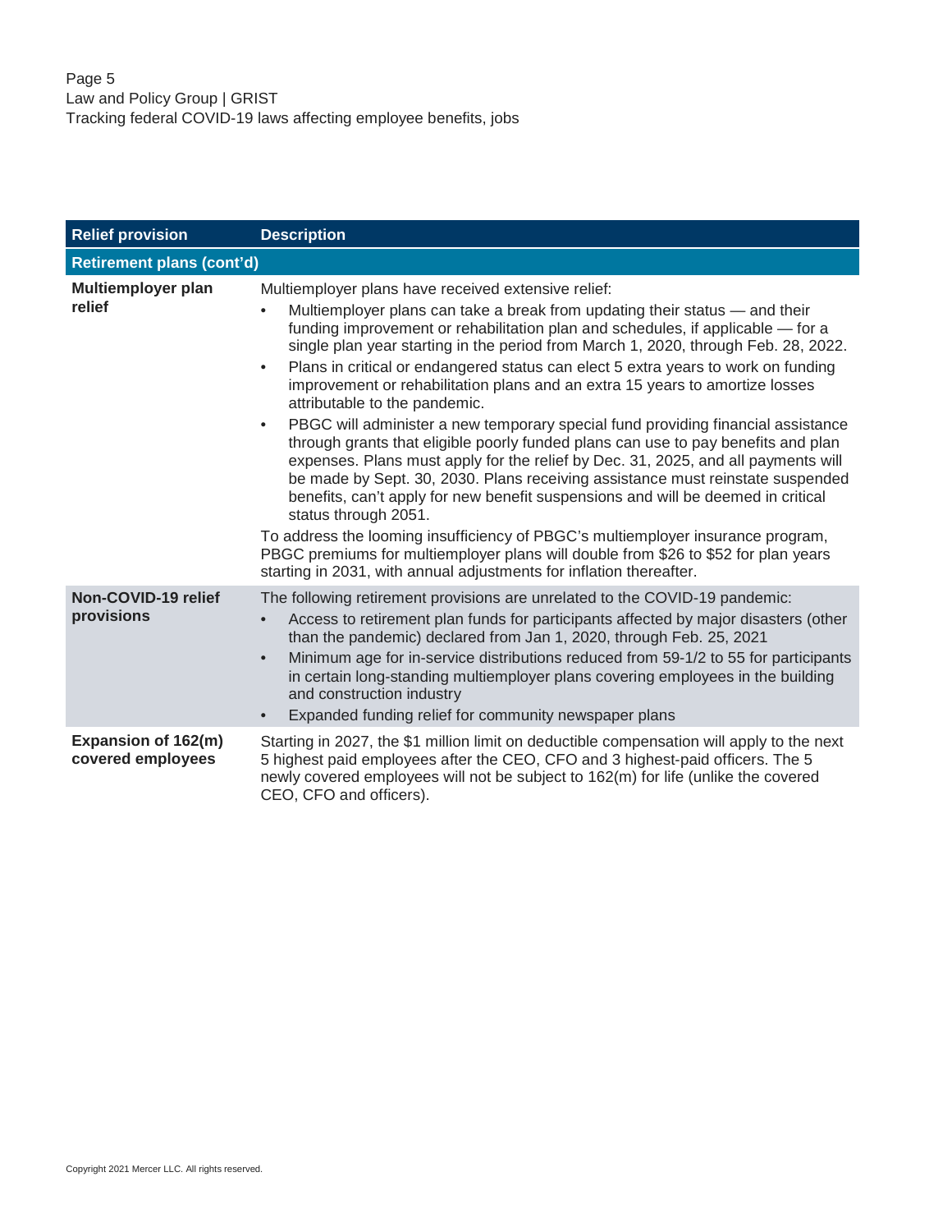| Relief provision | Description |
|---|---|
| **Retirement plans (cont'd)** | |
| **Multiemployer plan relief** | Multiemployer plans have received extensive relief:<br>• Multiemployer plans can take a break from updating their status — and their funding improvement or rehabilitation plan and schedules, if applicable — for a single plan year starting in the period from March 1, 2020, through Feb. 28, 2022.<br>• Plans in critical or endangered status can elect 5 extra years to work on funding improvement or rehabilitation plans and an extra 15 years to amortize losses attributable to the pandemic.<br>• PBGC will administer a new temporary special fund providing financial assistance through grants that eligible poorly funded plans can use to pay benefits and plan expenses. Plans must apply for the relief by Dec. 31, 2025, and all payments will be made by Sept. 30, 2030. Plans receiving assistance must reinstate suspended benefits, can't apply for new benefit suspensions and will be deemed in critical status through 2051.<br>To address the looming insufficiency of PBGC's multiemployer insurance program, PBGC premiums for multiemployer plans will double from $26 to $52 for plan years starting in 2031, with annual adjustments for inflation thereafter. |
| **Non-COVID-19 relief provisions** | The following retirement provisions are unrelated to the COVID-19 pandemic:<br>• Access to retirement plan funds for participants affected by major disasters (other than the pandemic) declared from Jan 1, 2020, through Feb. 25, 2021<br>• Minimum age for in-service distributions reduced from 59-1/2 to 55 for participants in certain long-standing multiemployer plans covering employees in the building and construction industry<br>• Expanded funding relief for community newspaper plans |
| **Expansion of 162(m) covered employees** | Starting in 2027, the $1 million limit on deductible compensation will apply to the next 5 highest paid employees after the CEO, CFO and 3 highest-paid officers. The 5 newly covered employees will not be subject to 162(m) for life (unlike the covered CEO, CFO and officers). |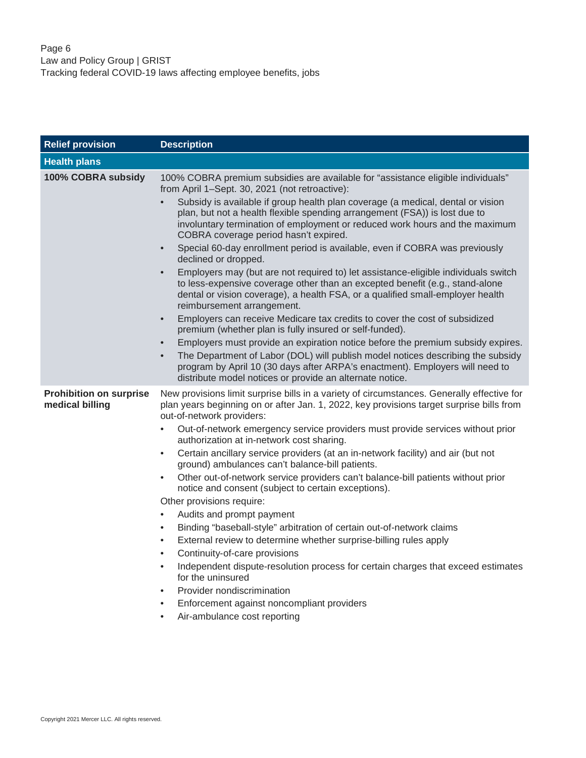| Relief provision | Description |
|---|---|
| **Health plans** | |
| **100% COBRA subsidy** | 100% COBRA premium subsidies are available for "assistance eligible individuals" from April 1–Sept. 30, 2021 (not retroactive):<br>• Subsidy is available if group health plan coverage (a medical, dental or vision plan, but not a health flexible spending arrangement (FSA)) is lost due to involuntary termination of employment or reduced work hours and the maximum COBRA coverage period hasn't expired.<br>• Special 60-day enrollment period is available, even if COBRA was previously declined or dropped.<br>• Employers may (but are not required to) let assistance-eligible individuals switch to less-expensive coverage other than an excepted benefit (e.g., stand-alone dental or vision coverage), a health FSA, or a qualified small-employer health reimbursement arrangement.<br>• Employers can receive Medicare tax credits to cover the cost of subsidized premium (whether plan is fully insured or self-funded).<br>• Employers must provide an expiration notice before the premium subsidy expires.<br>• The Department of Labor (DOL) will publish model notices describing the subsidy program by April 10 (30 days after ARPA's enactment). Employers will need to distribute model notices or provide an alternate notice. |
| **Prohibition on surprise medical billing** | New provisions limit surprise bills in a variety of circumstances. Generally effective for plan years beginning on or after Jan. 1, 2022, key provisions target surprise bills from out-of-network providers:<br>• Out-of-network emergency service providers must provide services without prior authorization at in-network cost sharing.<br>• Certain ancillary service providers (at an in-network facility) and air (but not ground) ambulances can't balance-bill patients.<br>• Other out-of-network service providers can't balance-bill patients without prior notice and consent (subject to certain exceptions).<br>Other provisions require:<br>• Audits and prompt payment<br>• Binding "baseball-style" arbitration of certain out-of-network claims<br>• External review to determine whether surprise-billing rules apply<br>• Continuity-of-care provisions<br>• Independent dispute-resolution process for certain charges that exceed estimates for the uninsured<br>• Provider nondiscrimination<br>• Enforcement against noncompliant providers<br>• Air-ambulance cost reporting |

Copyright 2021 Mercer LLC. All rights reserved.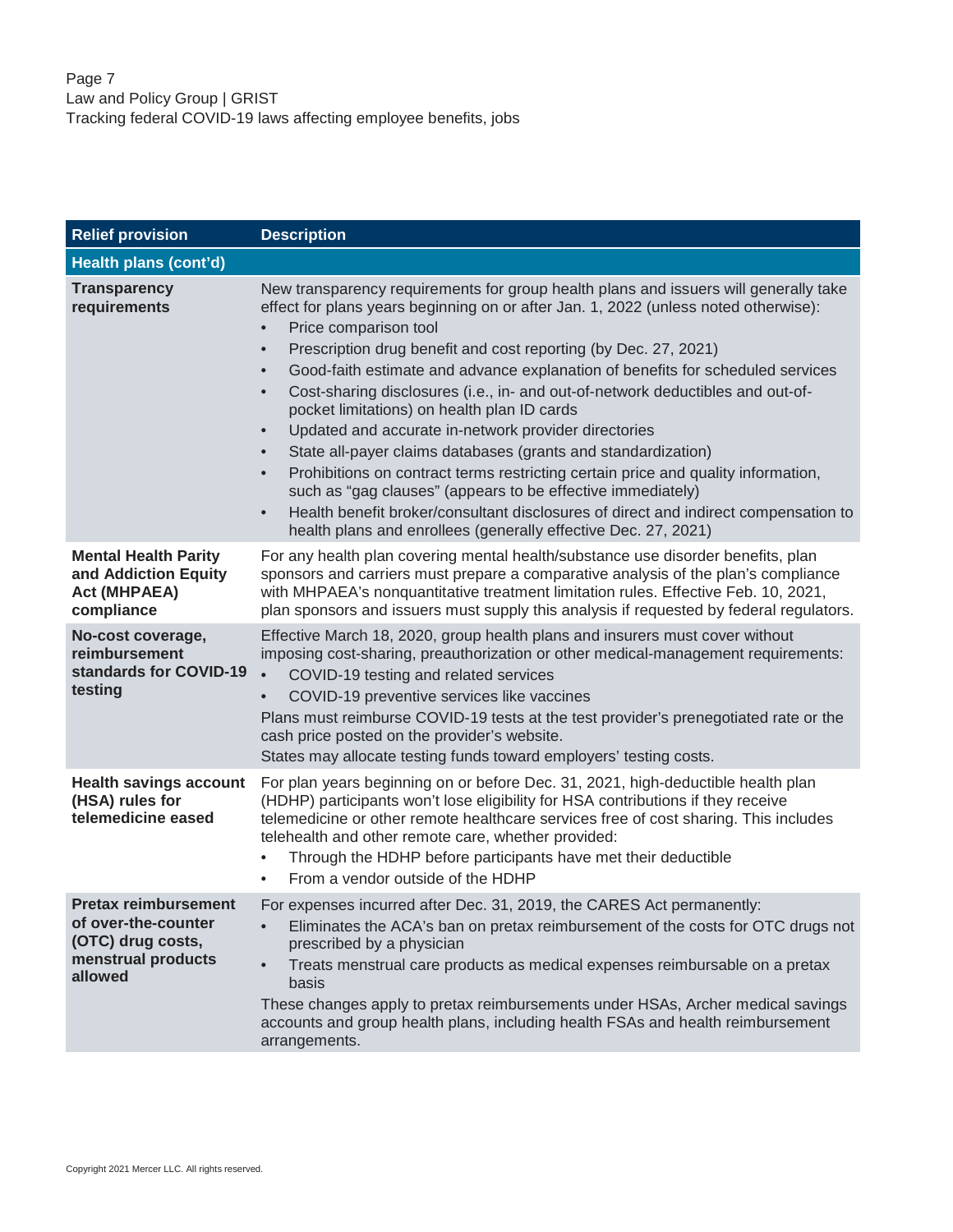| Relief provision | Description |
|---|---|
| **Health plans (cont'd)** | |
| **Transparency requirements** | New transparency requirements for group health plans and issuers will generally take effect for plans years beginning on or after Jan. 1, 2022 (unless noted otherwise):<br>• Price comparison tool<br>• Prescription drug benefit and cost reporting (by Dec. 27, 2021)<br>• Good-faith estimate and advance explanation of benefits for scheduled services<br>• Cost-sharing disclosures (i.e., in- and out-of-network deductibles and out-of-pocket limitations) on health plan ID cards<br>• Updated and accurate in-network provider directories<br>• State all-payer claims databases (grants and standardization)<br>• Prohibitions on contract terms restricting certain price and quality information, such as "gag clauses" (appears to be effective immediately)<br>• Health benefit broker/consultant disclosures of direct and indirect compensation to health plans and enrollees (generally effective Dec. 27, 2021) |
| **Mental Health Parity and Addiction Equity Act (MHPAEA) compliance** | For any health plan covering mental health/substance use disorder benefits, plan sponsors and carriers must prepare a comparative analysis of the plan's compliance with MHPAEA's nonquantitative treatment limitation rules. Effective Feb. 10, 2021, plan sponsors and issuers must supply this analysis if requested by federal regulators. |
| **No-cost coverage, reimbursement standards for COVID-19 testing** | Effective March 18, 2020, group health plans and insurers must cover without imposing cost-sharing, preauthorization or other medical-management requirements:<br>• COVID-19 testing and related services<br>• COVID-19 preventive services like vaccines<br>Plans must reimburse COVID-19 tests at the test provider's prenegotiated rate or the cash price posted on the provider's website.<br>States may allocate testing funds toward employers' testing costs. |
| **Health savings account (HSA) rules for telemedicine eased** | For plan years beginning on or before Dec. 31, 2021, high-deductible health plan (HDHP) participants won't lose eligibility for HSA contributions if they receive telemedicine or other remote healthcare services free of cost sharing. This includes telehealth and other remote care, whether provided:<br>• Through the HDHP before participants have met their deductible<br>• From a vendor outside of the HDHP |
| **Pretax reimbursement of over-the-counter (OTC) drug costs, menstrual products allowed** | For expenses incurred after Dec. 31, 2019, the CARES Act permanently:<br>• Eliminates the ACA's ban on pretax reimbursement of the costs for OTC drugs not prescribed by a physician<br>• Treats menstrual care products as medical expenses reimbursable on a pretax basis<br>These changes apply to pretax reimbursements under HSAs, Archer medical savings accounts and group health plans, including health FSAs and health reimbursement arrangements. |

Copyright 2021 Mercer LLC. All rights reserved.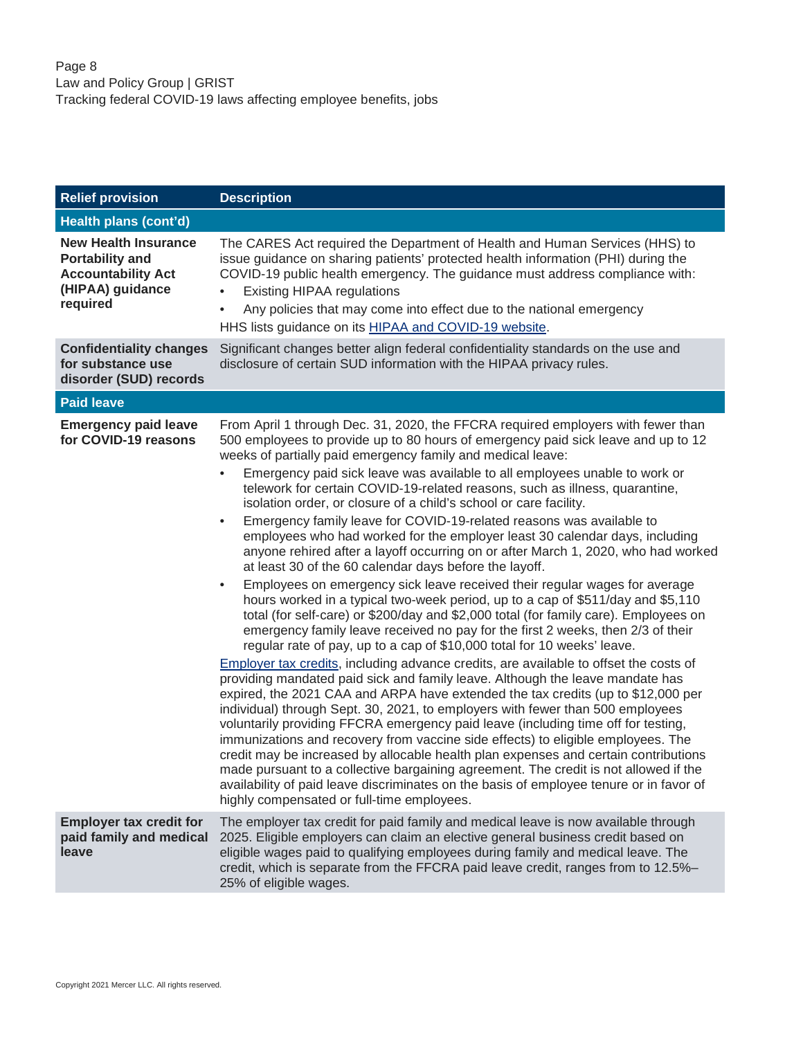| Relief provision | Description |
|---|---|
| **Health plans (cont'd)** | |
| **New Health Insurance Portability and Accountability Act (HIPAA) guidance required** | The CARES Act required the Department of Health and Human Services (HHS) to issue guidance on sharing patients' protected health information (PHI) during the COVID-19 public health emergency. The guidance must address compliance with:<br>• Existing HIPAA regulations<br>• Any policies that may come into effect due to the national emergency<br>HHS lists guidance on its [HIPAA and COVID-19 website](). |
| **Confidentiality changes for substance use disorder (SUD) records** | Significant changes better align federal confidentiality standards on the use and disclosure of certain SUD information with the HIPAA privacy rules. |
| **Paid leave** | |
| **Emergency paid leave for COVID-19 reasons** | From April 1 through Dec. 31, 2020, the FFCRA required employers with fewer than 500 employees to provide up to 80 hours of emergency paid sick leave and up to 12 weeks of partially paid emergency family and medical leave:<br>• Emergency paid sick leave was available to all employees unable to work or telework for certain COVID-19-related reasons, such as illness, quarantine, isolation order, or closure of a child's school or care facility.<br>• Emergency family leave for COVID-19-related reasons was available to employees who had worked for the employer least 30 calendar days, including anyone rehired after a layoff occurring on or after March 1, 2020, who had worked at least 30 of the 60 calendar days before the layoff.<br>• Employees on emergency sick leave received their regular wages for average hours worked in a typical two-week period, up to a cap of $511/day and $5,110 total (for self-care) or $200/day and $2,000 total (for family care). Employees on emergency family leave received no pay for the first 2 weeks, then 2/3 of their regular rate of pay, up to a cap of $10,000 total for 10 weeks' leave.<br>[Employer tax credits](), including advance credits, are available to offset the costs of providing mandated paid sick and family leave. Although the leave mandate has expired, the 2021 CAA and ARPA have extended the tax credits (up to $12,000 per individual) through Sept. 30, 2021, to employers with fewer than 500 employees voluntarily providing FFCRA emergency paid leave (including time off for testing, immunizations and recovery from vaccine side effects) to eligible employees. The credit may be increased by allocable health plan expenses and certain contributions made pursuant to a collective bargaining agreement. The credit is not allowed if the availability of paid leave discriminates on the basis of employee tenure or in favor of highly compensated or full-time employees. |
| **Employer tax credit for paid family and medical leave** | The employer tax credit for paid family and medical leave is now available through 2025. Eligible employers can claim an elective general business credit based on eligible wages paid to qualifying employees during family and medical leave. The credit, which is separate from the FFCRA paid leave credit, ranges from to 12.5%–25% of eligible wages. |

Copyright 2021 Mercer LLC. All rights reserved.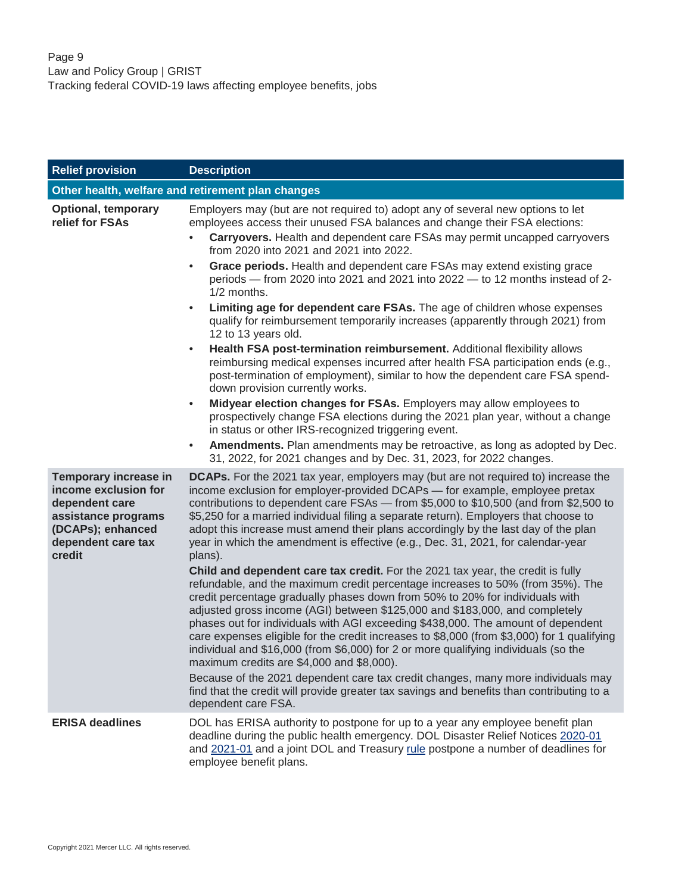| Relief provision | Description |
|---|---|
| **Other health, welfare and retirement plan changes** | |
| **Optional, temporary relief for FSAs** | Employers may (but are not required to) adopt any of several new options to let employees access their unused FSA balances and change their FSA elections:<br>• **Carryovers.** Health and dependent care FSAs may permit uncapped carryovers from 2020 into 2021 and 2021 into 2022.<br>• **Grace periods.** Health and dependent care FSAs may extend existing grace periods — from 2020 into 2021 and 2021 into 2022 — to 12 months instead of 2-1/2 months.<br>• **Limiting age for dependent care FSAs.** The age of children whose expenses qualify for reimbursement temporarily increases (apparently through 2021) from 12 to 13 years old.<br>• **Health FSA post-termination reimbursement.** Additional flexibility allows reimbursing medical expenses incurred after health FSA participation ends (e.g., post-termination of employment), similar to how the dependent care FSA spend-down provision currently works.<br>• **Midyear election changes for FSAs.** Employers may allow employees to prospectively change FSA elections during the 2021 plan year, without a change in status or other IRS-recognized triggering event.<br>• **Amendments.** Plan amendments may be retroactive, as long as adopted by Dec. 31, 2022, for 2021 changes and by Dec. 31, 2023, for 2022 changes. |
| **Temporary increase in income exclusion for dependent care assistance programs (DCAPs); enhanced dependent care tax credit** | **DCAPs.** For the 2021 tax year, employers may (but are not required to) increase the income exclusion for employer-provided DCAPs — for example, employee pretax contributions to dependent care FSAs — from $5,000 to $10,500 (and from $2,500 to $5,250 for a married individual filing a separate return). Employers that choose to adopt this increase must amend their plans accordingly by the last day of the plan year in which the amendment is effective (e.g., Dec. 31, 2021, for calendar-year plans).<br>**Child and dependent care tax credit.** For the 2021 tax year, the credit is fully refundable, and the maximum credit percentage increases to 50% (from 35%). The credit percentage gradually phases down from 50% to 20% for individuals with adjusted gross income (AGI) between $125,000 and $183,000, and completely phases out for individuals with AGI exceeding $438,000. The amount of dependent care expenses eligible for the credit increases to $8,000 (from $3,000) for 1 qualifying individual and $16,000 (from $6,000) for 2 or more qualifying individuals (so the maximum credits are $4,000 and $8,000).<br>Because of the 2021 dependent care tax credit changes, many more individuals may find that the credit will provide greater tax savings and benefits than contributing to a dependent care FSA. |
| **ERISA deadlines** | DOL has ERISA authority to postpone for up to a year any employee benefit plan deadline during the public health emergency. DOL Disaster Relief Notices 2020-01 and 2021-01 and a joint DOL and Treasury rule postpone a number of deadlines for employee benefit plans. |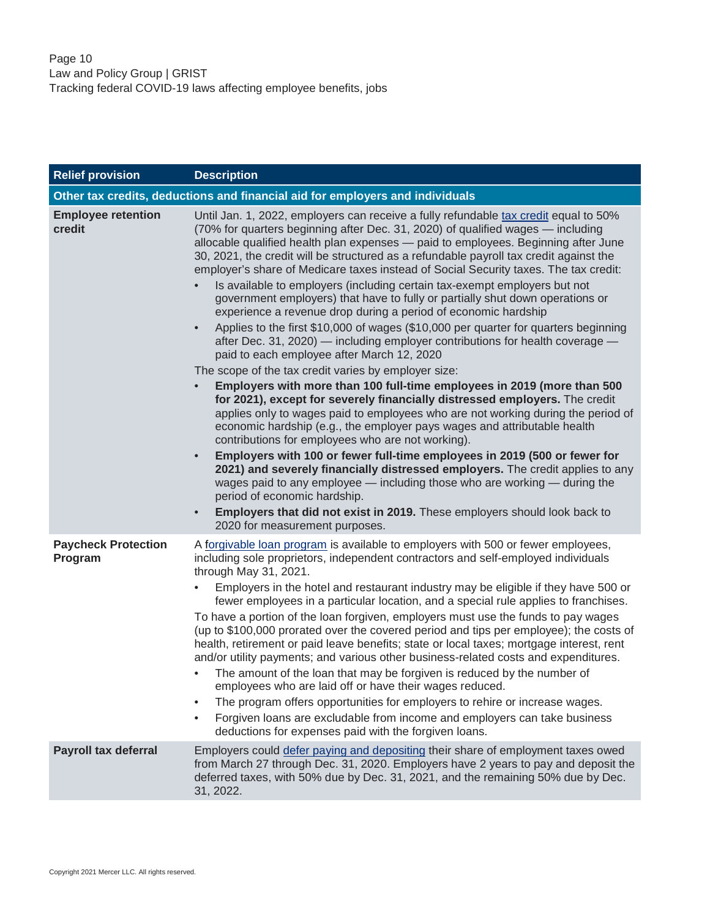| Relief provision | Description |
|---|---|
| **Other tax credits, deductions and financial aid for employers and individuals** | |
| **Employee retention credit** | Until Jan. 1, 2022, employers can receive a fully refundable tax credit equal to 50% (70% for quarters beginning after Dec. 31, 2020) of qualified wages — including allocable qualified health plan expenses — paid to employees. Beginning after June 30, 2021, the credit will be structured as a refundable payroll tax credit against the employer's share of Medicare taxes instead of Social Security taxes. The tax credit:<br>• Is available to employers (including certain tax-exempt employers but not government employers) that have to fully or partially shut down operations or experience a revenue drop during a period of economic hardship<br>• Applies to the first $10,000 of wages ($10,000 per quarter for quarters beginning after Dec. 31, 2020) — including employer contributions for health coverage — paid to each employee after March 12, 2020<br>The scope of the tax credit varies by employer size:<br>• **Employers with more than 100 full-time employees in 2019 (more than 500 for 2021), except for severely financially distressed employers.** The credit applies only to wages paid to employees who are not working during the period of economic hardship (e.g., the employer pays wages and attributable health contributions for employees who are not working).<br>• **Employers with 100 or fewer full-time employees in 2019 (500 or fewer for 2021) and severely financially distressed employers.** The credit applies to any wages paid to any employee — including those who are working — during the period of economic hardship.<br>• **Employers that did not exist in 2019.** These employers should look back to 2020 for measurement purposes. |
| **Paycheck Protection Program** | A forgivable loan program is available to employers with 500 or fewer employees, including sole proprietors, independent contractors and self-employed individuals through May 31, 2021.<br>• Employers in the hotel and restaurant industry may be eligible if they have 500 or fewer employees in a particular location, and a special rule applies to franchises.<br>To have a portion of the loan forgiven, employers must use the funds to pay wages (up to $100,000 prorated over the covered period and tips per employee); the costs of health, retirement or paid leave benefits; state or local taxes; mortgage interest, rent and/or utility payments; and various other business-related costs and expenditures.<br>• The amount of the loan that may be forgiven is reduced by the number of employees who are laid off or have their wages reduced.<br>• The program offers opportunities for employers to rehire or increase wages.<br>• Forgiven loans are excludable from income and employers can take business deductions for expenses paid with the forgiven loans. |
| **Payroll tax deferral** | Employers could defer paying and depositing their share of employment taxes owed from March 27 through Dec. 31, 2020. Employers have 2 years to pay and deposit the deferred taxes, with 50% due by Dec. 31, 2021, and the remaining 50% due by Dec. 31, 2022. |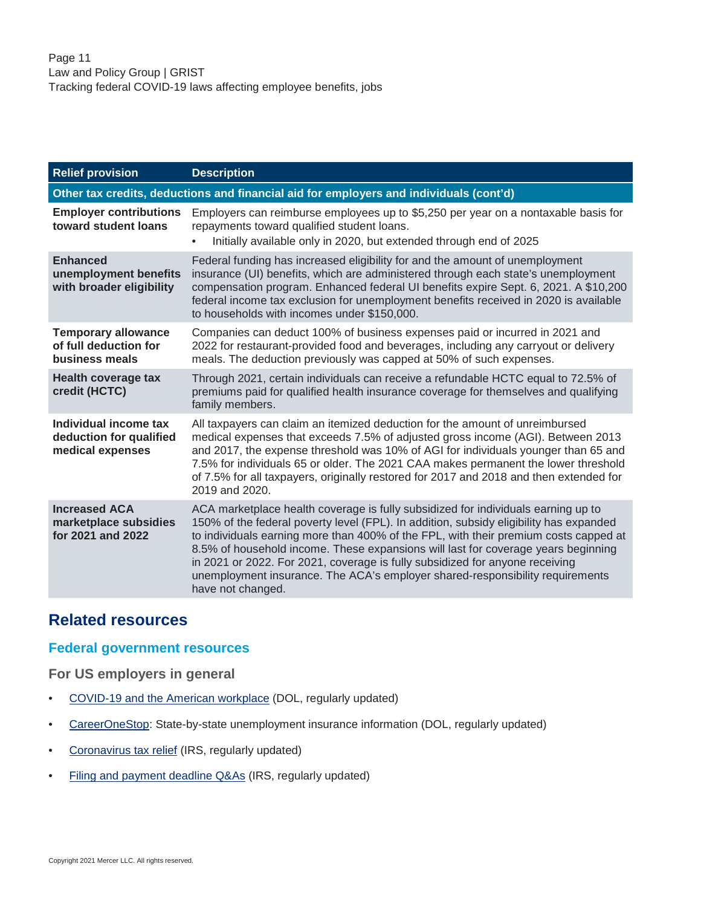| Relief provision | Description |
|---|---|
| **Other tax credits, deductions and financial aid for employers and individuals (cont'd)** | |
| **Employer contributions toward student loans** | Employers can reimburse employees up to $5,250 per year on a nontaxable basis for repayments toward qualified student loans.<br>• Initially available only in 2020, but extended through end of 2025 |
| **Enhanced unemployment benefits with broader eligibility** | Federal funding has increased eligibility for and the amount of unemployment insurance (UI) benefits, which are administered through each state's unemployment compensation program. Enhanced federal UI benefits expire Sept. 6, 2021. A $10,200 federal income tax exclusion for unemployment benefits received in 2020 is available to households with incomes under $150,000. |
| **Temporary allowance of full deduction for business meals** | Companies can deduct 100% of business expenses paid or incurred in 2021 and 2022 for restaurant-provided food and beverages, including any carryout or delivery meals. The deduction previously was capped at 50% of such expenses. |
| **Health coverage tax credit (HCTC)** | Through 2021, certain individuals can receive a refundable HCTC equal to 72.5% of premiums paid for qualified health insurance coverage for themselves and qualifying family members. |
| **Individual income tax deduction for qualified medical expenses** | All taxpayers can claim an itemized deduction for the amount of unreimbursed medical expenses that exceeds 7.5% of adjusted gross income (AGI). Between 2013 and 2017, the expense threshold was 10% of AGI for individuals younger than 65 and 7.5% for individuals 65 or older. The 2021 CAA makes permanent the lower threshold of 7.5% for all taxpayers, originally restored for 2017 and 2018 and then extended for 2019 and 2020. |
| **Increased ACA marketplace subsidies for 2021 and 2022** | ACA marketplace health coverage is fully subsidized for individuals earning up to 150% of the federal poverty level (FPL). In addition, subsidy eligibility has expanded to individuals earning more than 400% of the FPL, with their premium costs capped at 8.5% of household income. These expansions will last for coverage years beginning in 2021 or 2022. For 2021, coverage is fully subsidized for anyone receiving unemployment insurance. The ACA's employer shared-responsibility requirements have not changed. |

## Related resources

### Federal government resources

#### For US employers in general

- COVID-19 and the American workplace (DOL, regularly updated)
- CareerOneStop: State-by-state unemployment insurance information (DOL, regularly updated)
- Coronavirus tax relief (IRS, regularly updated)
- Filing and payment deadline Q&As (IRS, regularly updated)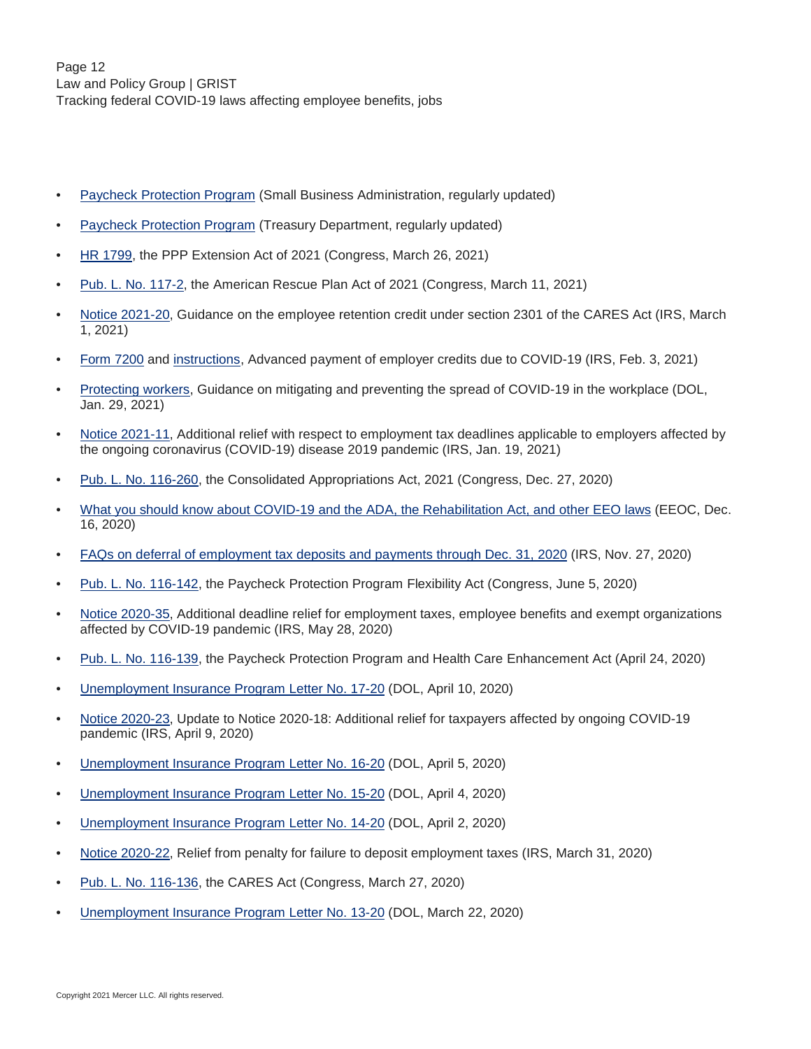- Paycheck Protection Program (Small Business Administration, regularly updated)
- Paycheck Protection Program (Treasury Department, regularly updated)
- HR 1799, the PPP Extension Act of 2021 (Congress, March 26, 2021)
- Pub. L. No. 117-2, the American Rescue Plan Act of 2021 (Congress, March 11, 2021)
- Notice 2021-20, Guidance on the employee retention credit under section 2301 of the CARES Act (IRS, March 1, 2021)
- Form 7200 and instructions, Advanced payment of employer credits due to COVID-19 (IRS, Feb. 3, 2021)
- Protecting workers, Guidance on mitigating and preventing the spread of COVID-19 in the workplace (DOL, Jan. 29, 2021)
- Notice 2021-11, Additional relief with respect to employment tax deadlines applicable to employers affected by the ongoing coronavirus (COVID-19) disease 2019 pandemic (IRS, Jan. 19, 2021)
- Pub. L. No. 116-260, the Consolidated Appropriations Act, 2021 (Congress, Dec. 27, 2020)
- What you should know about COVID-19 and the ADA, the Rehabilitation Act, and other EEO laws (EEOC, Dec. 16, 2020)
- FAQs on deferral of employment tax deposits and payments through Dec. 31, 2020 (IRS, Nov. 27, 2020)
- Pub. L. No. 116-142, the Paycheck Protection Program Flexibility Act (Congress, June 5, 2020)
- Notice 2020-35, Additional deadline relief for employment taxes, employee benefits and exempt organizations affected by COVID-19 pandemic (IRS, May 28, 2020)
- Pub. L. No. 116-139, the Paycheck Protection Program and Health Care Enhancement Act (April 24, 2020)
- Unemployment Insurance Program Letter No. 17-20 (DOL, April 10, 2020)
- Notice 2020-23, Update to Notice 2020-18: Additional relief for taxpayers affected by ongoing COVID-19 pandemic (IRS, April 9, 2020)
- Unemployment Insurance Program Letter No. 16-20 (DOL, April 5, 2020)
- Unemployment Insurance Program Letter No. 15-20 (DOL, April 4, 2020)
- Unemployment Insurance Program Letter No. 14-20 (DOL, April 2, 2020)
- Notice 2020-22, Relief from penalty for failure to deposit employment taxes (IRS, March 31, 2020)
- Pub. L. No. 116-136, the CARES Act (Congress, March 27, 2020)
- Unemployment Insurance Program Letter No. 13-20 (DOL, March 22, 2020)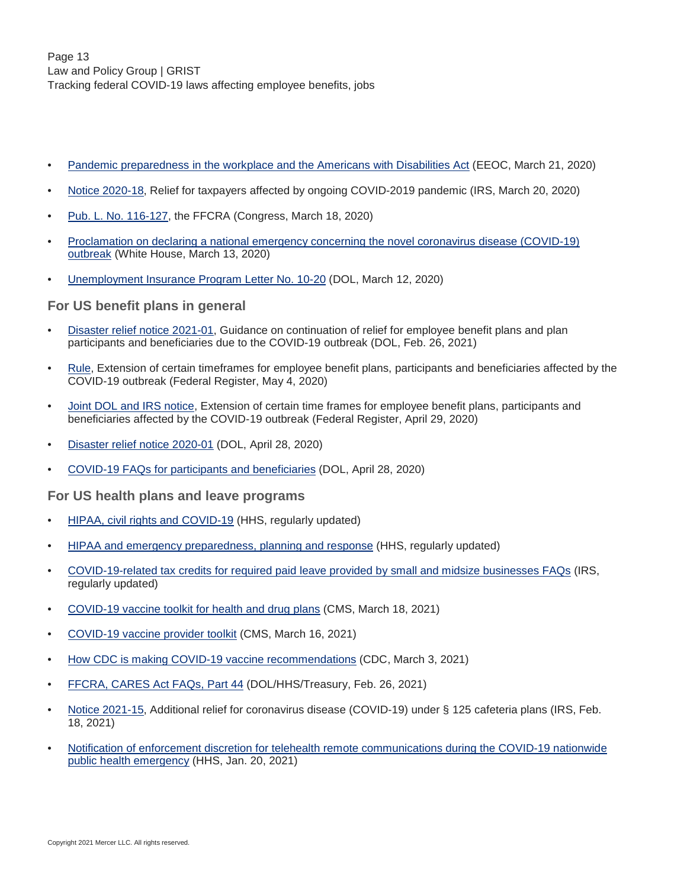- Pandemic preparedness in the workplace and the Americans with Disabilities Act (EEOC, March 21, 2020)
- Notice 2020-18, Relief for taxpayers affected by ongoing COVID-2019 pandemic (IRS, March 20, 2020)
- Pub. L. No. 116-127, the FFCRA (Congress, March 18, 2020)
- Proclamation on declaring a national emergency concerning the novel coronavirus disease (COVID-19) outbreak (White House, March 13, 2020)
- Unemployment Insurance Program Letter No. 10-20 (DOL, March 12, 2020)

### For US benefit plans in general

- Disaster relief notice 2021-01, Guidance on continuation of relief for employee benefit plans and plan participants and beneficiaries due to the COVID-19 outbreak (DOL, Feb. 26, 2021)
- Rule, Extension of certain timeframes for employee benefit plans, participants and beneficiaries affected by the COVID-19 outbreak (Federal Register, May 4, 2020)
- Joint DOL and IRS notice, Extension of certain time frames for employee benefit plans, participants and beneficiaries affected by the COVID-19 outbreak (Federal Register, April 29, 2020)
- Disaster relief notice 2020-01 (DOL, April 28, 2020)
- COVID-19 FAQs for participants and beneficiaries (DOL, April 28, 2020)

### For US health plans and leave programs

- HIPAA, civil rights and COVID-19 (HHS, regularly updated)
- HIPAA and emergency preparedness, planning and response (HHS, regularly updated)
- COVID-19-related tax credits for required paid leave provided by small and midsize businesses FAQs (IRS, regularly updated)
- COVID-19 vaccine toolkit for health and drug plans (CMS, March 18, 2021)
- COVID-19 vaccine provider toolkit (CMS, March 16, 2021)
- How CDC is making COVID-19 vaccine recommendations (CDC, March 3, 2021)
- FFCRA, CARES Act FAQs, Part 44 (DOL/HHS/Treasury, Feb. 26, 2021)
- Notice 2021-15, Additional relief for coronavirus disease (COVID-19) under § 125 cafeteria plans (IRS, Feb. 18, 2021)
- Notification of enforcement discretion for telehealth remote communications during the COVID-19 nationwide public health emergency (HHS, Jan. 20, 2021)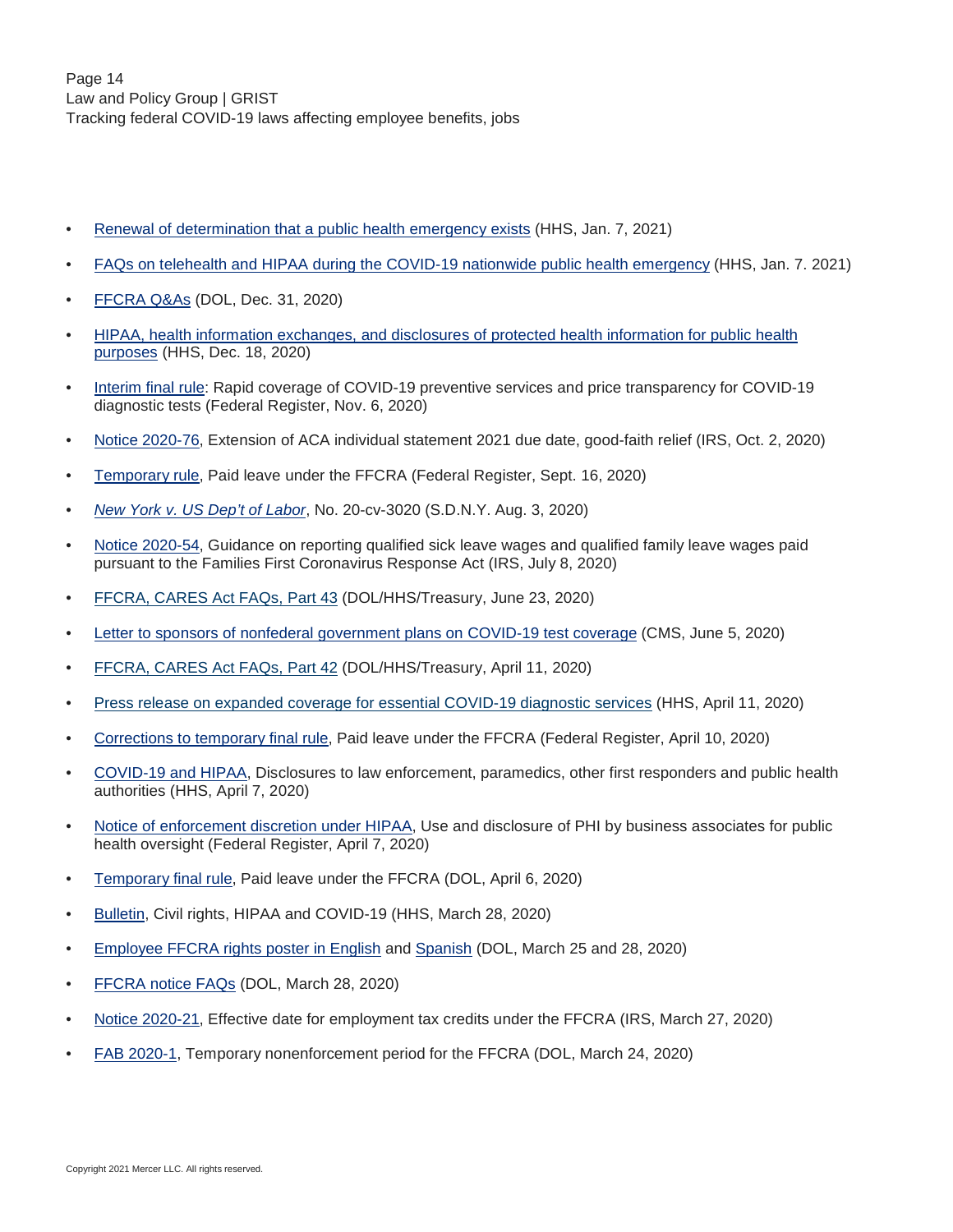- Renewal of determination that a public health emergency exists (HHS, Jan. 7, 2021)
- FAQs on telehealth and HIPAA during the COVID-19 nationwide public health emergency (HHS, Jan. 7. 2021)
- FFCRA Q&As (DOL, Dec. 31, 2020)
- HIPAA, health information exchanges, and disclosures of protected health information for public health purposes (HHS, Dec. 18, 2020)
- Interim final rule: Rapid coverage of COVID-19 preventive services and price transparency for COVID-19 diagnostic tests (Federal Register, Nov. 6, 2020)
- Notice 2020-76, Extension of ACA individual statement 2021 due date, good-faith relief (IRS, Oct. 2, 2020)
- Temporary rule, Paid leave under the FFCRA (Federal Register, Sept. 16, 2020)
- *New York v. US Dep't of Labor*, No. 20-cv-3020 (S.D.N.Y. Aug. 3, 2020)
- Notice 2020-54, Guidance on reporting qualified sick leave wages and qualified family leave wages paid pursuant to the Families First Coronavirus Response Act (IRS, July 8, 2020)
- FFCRA, CARES Act FAQs, Part 43 (DOL/HHS/Treasury, June 23, 2020)
- Letter to sponsors of nonfederal government plans on COVID-19 test coverage (CMS, June 5, 2020)
- FFCRA, CARES Act FAQs, Part 42 (DOL/HHS/Treasury, April 11, 2020)
- Press release on expanded coverage for essential COVID-19 diagnostic services (HHS, April 11, 2020)
- Corrections to temporary final rule, Paid leave under the FFCRA (Federal Register, April 10, 2020)
- COVID-19 and HIPAA, Disclosures to law enforcement, paramedics, other first responders and public health authorities (HHS, April 7, 2020)
- Notice of enforcement discretion under HIPAA, Use and disclosure of PHI by business associates for public health oversight (Federal Register, April 7, 2020)
- Temporary final rule, Paid leave under the FFCRA (DOL, April 6, 2020)
- Bulletin, Civil rights, HIPAA and COVID-19 (HHS, March 28, 2020)
- Employee FFCRA rights poster in English and Spanish (DOL, March 25 and 28, 2020)
- FFCRA notice FAQs (DOL, March 28, 2020)
- Notice 2020-21, Effective date for employment tax credits under the FFCRA (IRS, March 27, 2020)
- FAB 2020-1, Temporary nonenforcement period for the FFCRA (DOL, March 24, 2020)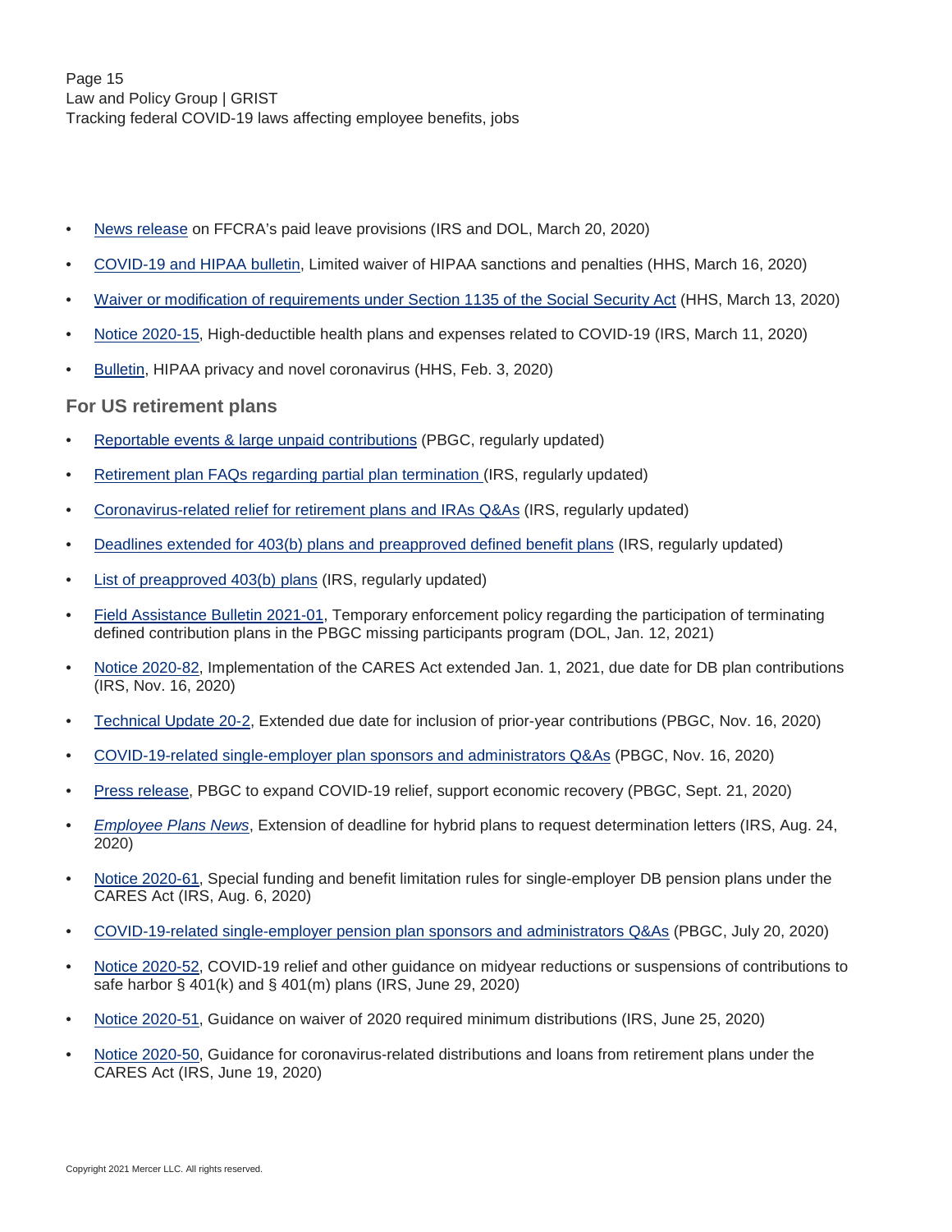- News release on FFCRA's paid leave provisions (IRS and DOL, March 20, 2020)
- COVID-19 and HIPAA bulletin, Limited waiver of HIPAA sanctions and penalties (HHS, March 16, 2020)
- Waiver or modification of requirements under Section 1135 of the Social Security Act (HHS, March 13, 2020)
- Notice 2020-15, High-deductible health plans and expenses related to COVID-19 (IRS, March 11, 2020)
- Bulletin, HIPAA privacy and novel coronavirus (HHS, Feb. 3, 2020)

### For US retirement plans

- Reportable events & large unpaid contributions (PBGC, regularly updated)
- Retirement plan FAQs regarding partial plan termination (IRS, regularly updated)
- Coronavirus-related relief for retirement plans and IRAs Q&As (IRS, regularly updated)
- Deadlines extended for 403(b) plans and preapproved defined benefit plans (IRS, regularly updated)
- List of preapproved 403(b) plans (IRS, regularly updated)
- Field Assistance Bulletin 2021-01, Temporary enforcement policy regarding the participation of terminating defined contribution plans in the PBGC missing participants program (DOL, Jan. 12, 2021)
- Notice 2020-82, Implementation of the CARES Act extended Jan. 1, 2021, due date for DB plan contributions (IRS, Nov. 16, 2020)
- Technical Update 20-2, Extended due date for inclusion of prior-year contributions (PBGC, Nov. 16, 2020)
- COVID-19-related single-employer plan sponsors and administrators Q&As (PBGC, Nov. 16, 2020)
- Press release, PBGC to expand COVID-19 relief, support economic recovery (PBGC, Sept. 21, 2020)
- *Employee Plans News*, Extension of deadline for hybrid plans to request determination letters (IRS, Aug. 24, 2020)
- Notice 2020-61, Special funding and benefit limitation rules for single-employer DB pension plans under the CARES Act (IRS, Aug. 6, 2020)
- COVID-19-related single-employer pension plan sponsors and administrators Q&As (PBGC, July 20, 2020)
- Notice 2020-52, COVID-19 relief and other guidance on midyear reductions or suspensions of contributions to safe harbor § 401(k) and § 401(m) plans (IRS, June 29, 2020)
- Notice 2020-51, Guidance on waiver of 2020 required minimum distributions (IRS, June 25, 2020)
- Notice 2020-50, Guidance for coronavirus-related distributions and loans from retirement plans under the CARES Act (IRS, June 19, 2020)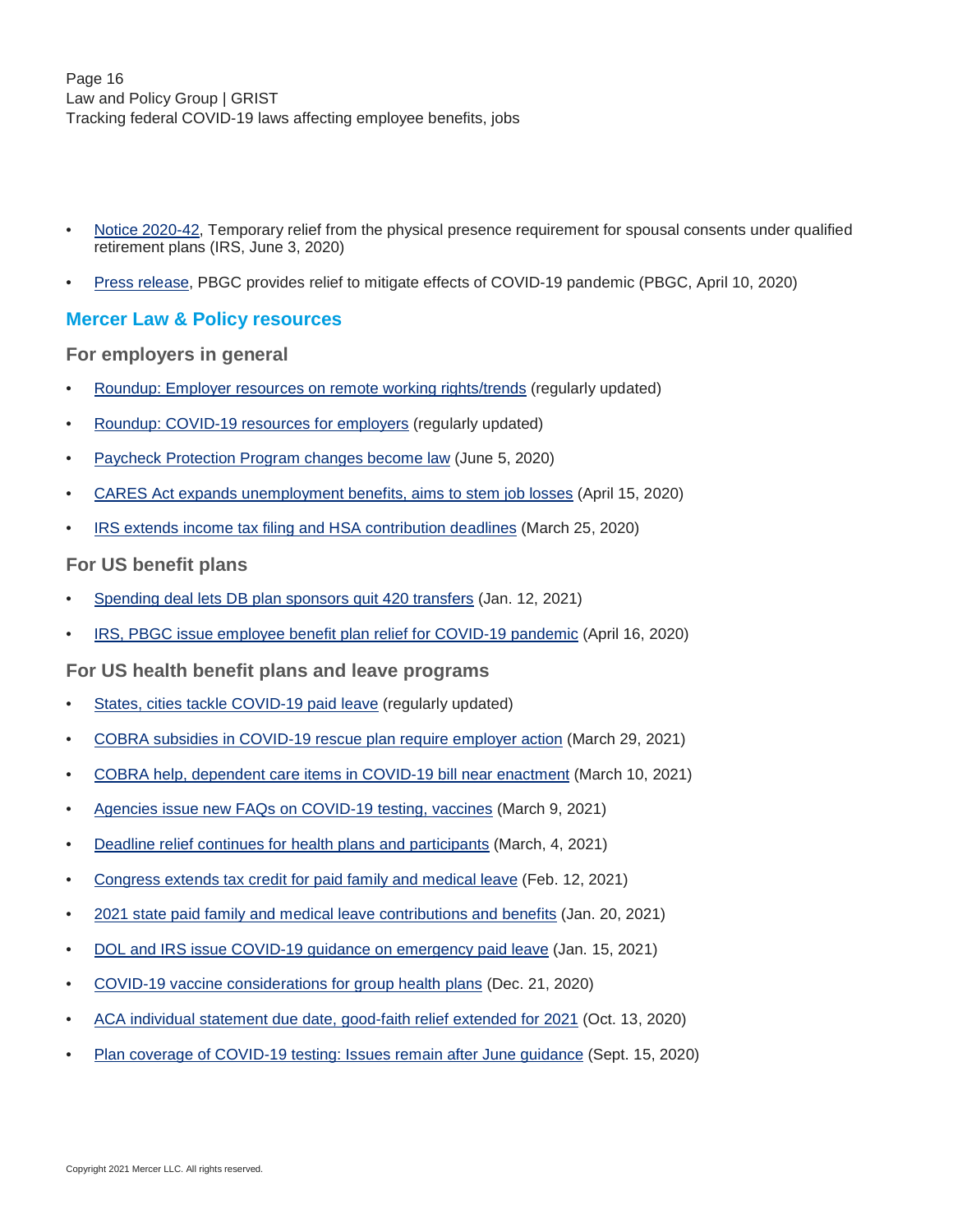- Notice 2020-42, Temporary relief from the physical presence requirement for spousal consents under qualified retirement plans (IRS, June 3, 2020)
- Press release, PBGC provides relief to mitigate effects of COVID-19 pandemic (PBGC, April 10, 2020)

## Mercer Law & Policy resources

### For employers in general

- Roundup: Employer resources on remote working rights/trends (regularly updated)
- Roundup: COVID-19 resources for employers (regularly updated)
- Paycheck Protection Program changes become law (June 5, 2020)
- CARES Act expands unemployment benefits, aims to stem job losses (April 15, 2020)
- IRS extends income tax filing and HSA contribution deadlines (March 25, 2020)

### For US benefit plans

- Spending deal lets DB plan sponsors quit 420 transfers (Jan. 12, 2021)
- IRS, PBGC issue employee benefit plan relief for COVID-19 pandemic (April 16, 2020)

### For US health benefit plans and leave programs

- States, cities tackle COVID-19 paid leave (regularly updated)
- COBRA subsidies in COVID-19 rescue plan require employer action (March 29, 2021)
- COBRA help, dependent care items in COVID-19 bill near enactment (March 10, 2021)
- Agencies issue new FAQs on COVID-19 testing, vaccines (March 9, 2021)
- Deadline relief continues for health plans and participants (March, 4, 2021)
- Congress extends tax credit for paid family and medical leave (Feb. 12, 2021)
- 2021 state paid family and medical leave contributions and benefits (Jan. 20, 2021)
- DOL and IRS issue COVID-19 guidance on emergency paid leave (Jan. 15, 2021)
- COVID-19 vaccine considerations for group health plans (Dec. 21, 2020)
- ACA individual statement due date, good-faith relief extended for 2021 (Oct. 13, 2020)
- Plan coverage of COVID-19 testing: Issues remain after June guidance (Sept. 15, 2020)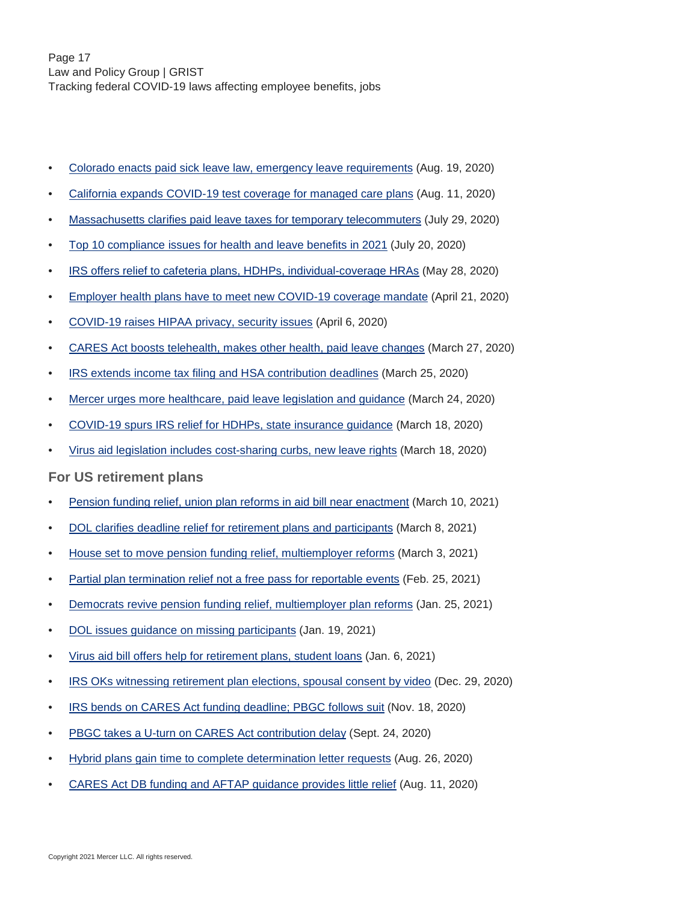- Colorado enacts paid sick leave law, emergency leave requirements (Aug. 19, 2020)
- California expands COVID-19 test coverage for managed care plans (Aug. 11, 2020)
- Massachusetts clarifies paid leave taxes for temporary telecommuters (July 29, 2020)
- Top 10 compliance issues for health and leave benefits in 2021 (July 20, 2020)
- IRS offers relief to cafeteria plans, HDHPs, individual-coverage HRAs (May 28, 2020)
- Employer health plans have to meet new COVID-19 coverage mandate (April 21, 2020)
- COVID-19 raises HIPAA privacy, security issues (April 6, 2020)
- CARES Act boosts telehealth, makes other health, paid leave changes (March 27, 2020)
- IRS extends income tax filing and HSA contribution deadlines (March 25, 2020)
- Mercer urges more healthcare, paid leave legislation and guidance (March 24, 2020)
- COVID-19 spurs IRS relief for HDHPs, state insurance guidance (March 18, 2020)
- Virus aid legislation includes cost-sharing curbs, new leave rights (March 18, 2020)

## For US retirement plans

- Pension funding relief, union plan reforms in aid bill near enactment (March 10, 2021)
- DOL clarifies deadline relief for retirement plans and participants (March 8, 2021)
- House set to move pension funding relief, multiemployer reforms (March 3, 2021)
- Partial plan termination relief not a free pass for reportable events (Feb. 25, 2021)
- Democrats revive pension funding relief, multiemployer plan reforms (Jan. 25, 2021)
- DOL issues guidance on missing participants (Jan. 19, 2021)
- Virus aid bill offers help for retirement plans, student loans (Jan. 6, 2021)
- IRS OKs witnessing retirement plan elections, spousal consent by video (Dec. 29, 2020)
- IRS bends on CARES Act funding deadline; PBGC follows suit (Nov. 18, 2020)
- PBGC takes a U-turn on CARES Act contribution delay (Sept. 24, 2020)
- Hybrid plans gain time to complete determination letter requests (Aug. 26, 2020)
- CARES Act DB funding and AFTAP guidance provides little relief (Aug. 11, 2020)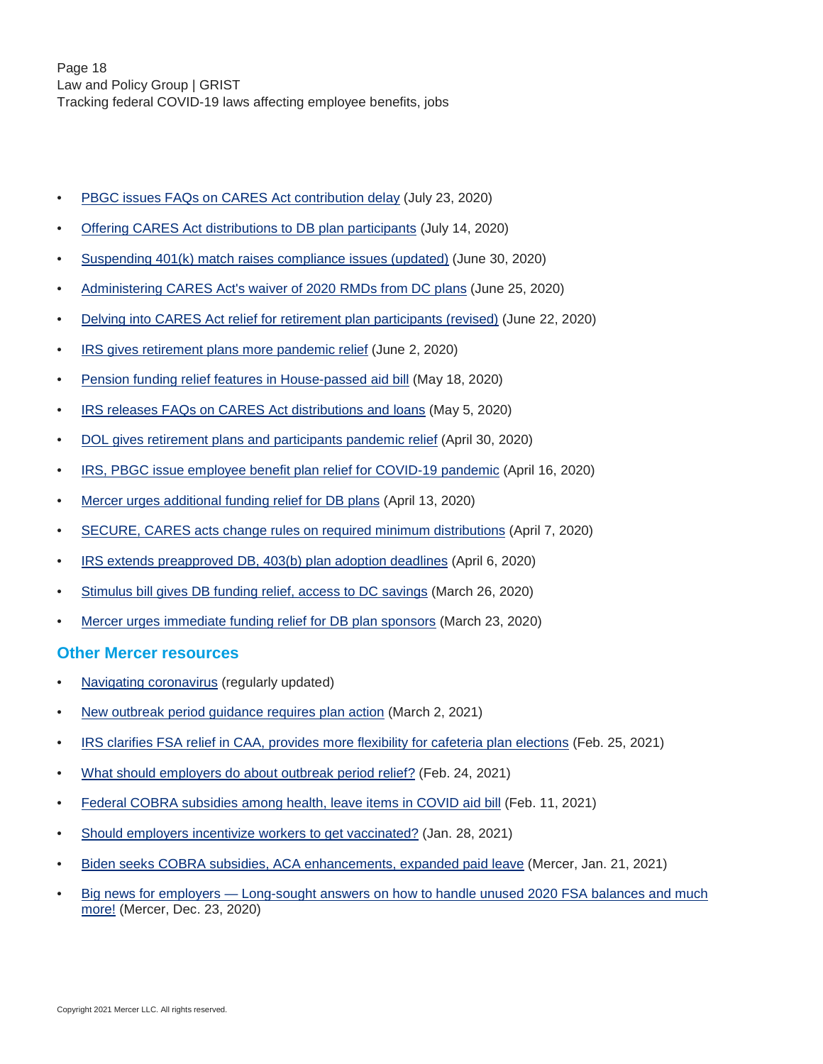- PBGC issues FAQs on CARES Act contribution delay (July 23, 2020)
- Offering CARES Act distributions to DB plan participants (July 14, 2020)
- Suspending 401(k) match raises compliance issues (updated) (June 30, 2020)
- Administering CARES Act's waiver of 2020 RMDs from DC plans (June 25, 2020)
- Delving into CARES Act relief for retirement plan participants (revised) (June 22, 2020)
- IRS gives retirement plans more pandemic relief (June 2, 2020)
- Pension funding relief features in House-passed aid bill (May 18, 2020)
- IRS releases FAQs on CARES Act distributions and loans (May 5, 2020)
- DOL gives retirement plans and participants pandemic relief (April 30, 2020)
- IRS, PBGC issue employee benefit plan relief for COVID-19 pandemic (April 16, 2020)
- Mercer urges additional funding relief for DB plans (April 13, 2020)
- SECURE, CARES acts change rules on required minimum distributions (April 7, 2020)
- IRS extends preapproved DB, 403(b) plan adoption deadlines (April 6, 2020)
- Stimulus bill gives DB funding relief, access to DC savings (March 26, 2020)
- Mercer urges immediate funding relief for DB plan sponsors (March 23, 2020)

## Other Mercer resources

- Navigating coronavirus (regularly updated)
- New outbreak period guidance requires plan action (March 2, 2021)
- IRS clarifies FSA relief in CAA, provides more flexibility for cafeteria plan elections (Feb. 25, 2021)
- What should employers do about outbreak period relief? (Feb. 24, 2021)
- Federal COBRA subsidies among health, leave items in COVID aid bill (Feb. 11, 2021)
- Should employers incentivize workers to get vaccinated? (Jan. 28, 2021)
- Biden seeks COBRA subsidies, ACA enhancements, expanded paid leave (Mercer, Jan. 21, 2021)
- Big news for employers — Long-sought answers on how to handle unused 2020 FSA balances and much more! (Mercer, Dec. 23, 2020)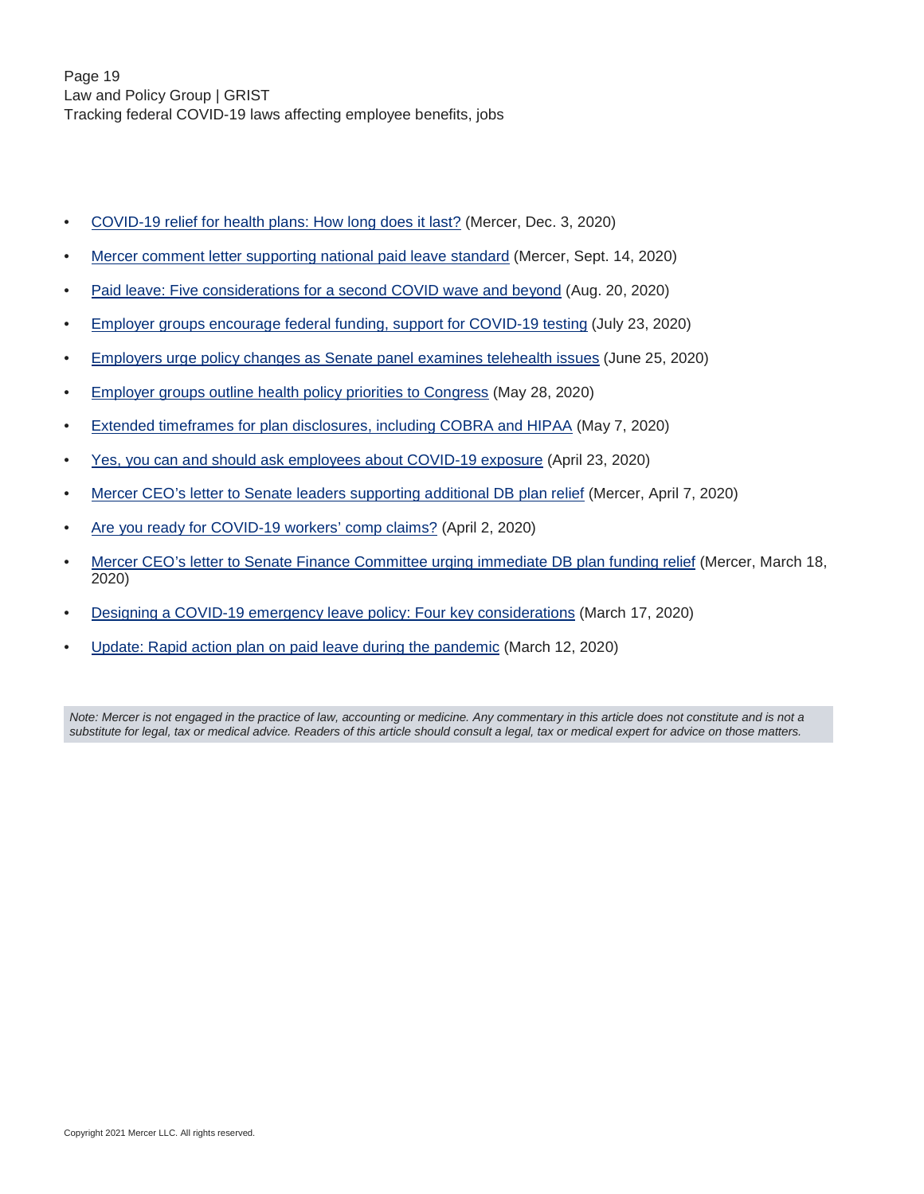- COVID-19 relief for health plans: How long does it last? (Mercer, Dec. 3, 2020)
- Mercer comment letter supporting national paid leave standard (Mercer, Sept. 14, 2020)
- Paid leave: Five considerations for a second COVID wave and beyond (Aug. 20, 2020)
- Employer groups encourage federal funding, support for COVID-19 testing (July 23, 2020)
- Employers urge policy changes as Senate panel examines telehealth issues (June 25, 2020)
- Employer groups outline health policy priorities to Congress (May 28, 2020)
- Extended timeframes for plan disclosures, including COBRA and HIPAA (May 7, 2020)
- Yes, you can and should ask employees about COVID-19 exposure (April 23, 2020)
- Mercer CEO's letter to Senate leaders supporting additional DB plan relief (Mercer, April 7, 2020)
- Are you ready for COVID-19 workers' comp claims? (April 2, 2020)
- Mercer CEO's letter to Senate Finance Committee urging immediate DB plan funding relief (Mercer, March 18, 2020)
- Designing a COVID-19 emergency leave policy: Four key considerations (March 17, 2020)
- Update: Rapid action plan on paid leave during the pandemic (March 12, 2020)

*Note: Mercer is not engaged in the practice of law, accounting or medicine. Any commentary in this article does not constitute and is not a substitute for legal, tax or medical advice. Readers of this article should consult a legal, tax or medical expert for advice on those matters.*